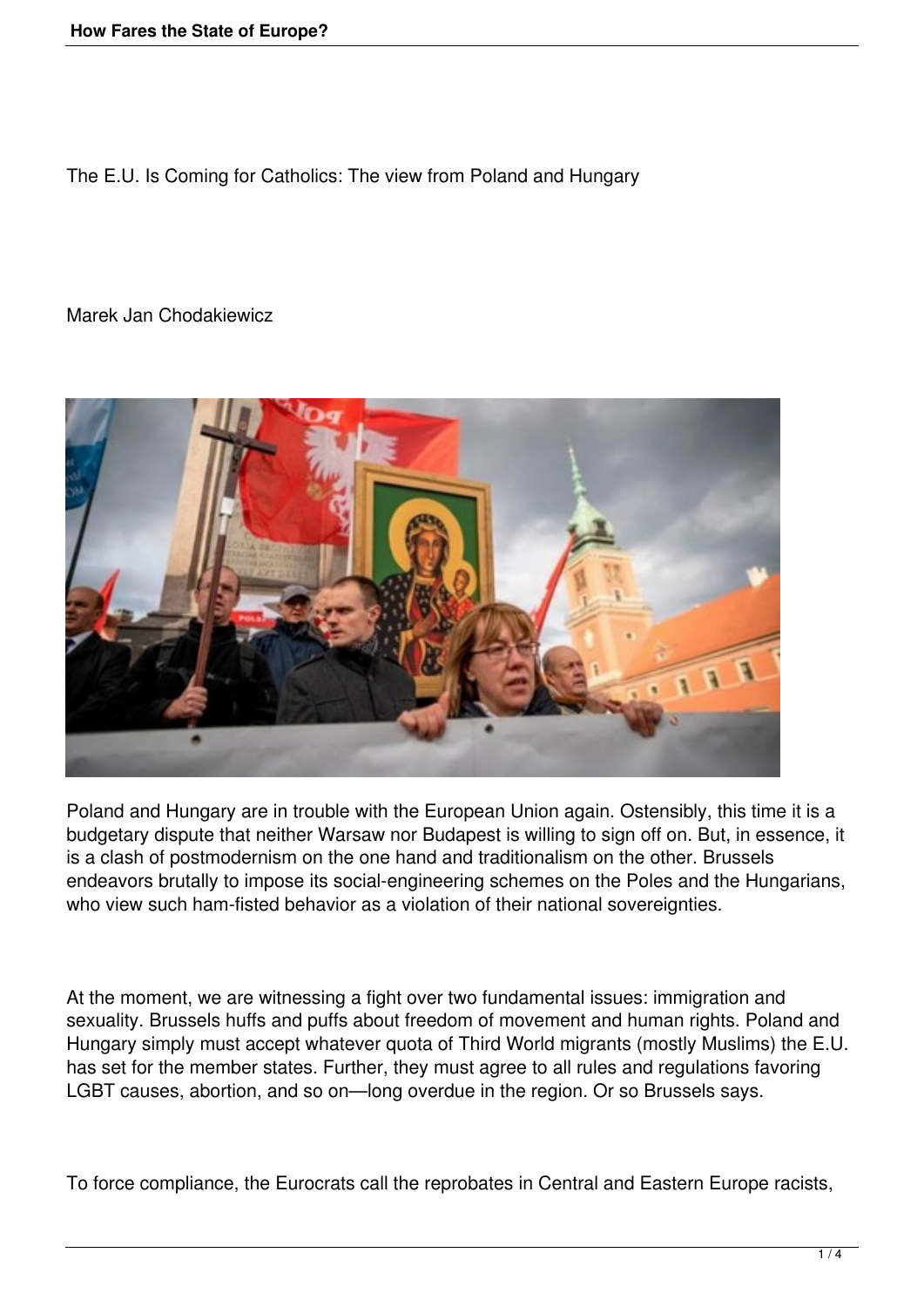# The E.U. Is Coming for Catholics: The view from Poland and Hungary

Marek Jan Chodakiewicz

Poland and Hungary are in trouble with the European Union again. Ostensibly, this time it is a budgetary dispute that neither Warsaw nor Budapest is willing to sign off on. But, in essence, it is a clash of postmodernism on the one hand and traditionalism on the other. Brussels endeavors brutally to impose its social-engineering schemes on the Poles and the Hungarians, who view such ham-fisted behavior as a violation of their national sovereignties.

At the moment, we are witnessing a fight over two fundamental issues: immigration and sexuality. Brussels huffs and puffs about freedom of movement and human rights. Poland and Hungary simply must accept whatever quota of Third World migrants (mostly Muslims) the E.U. has set for the member states. Further, they must agree to all rules and regulations favoring LGBT causes, abortion, and so on—long overdue in the region. Or so Brussels says.

To force compliance, the Eurocrats call the reprobates in Central and Eastern Europe racists,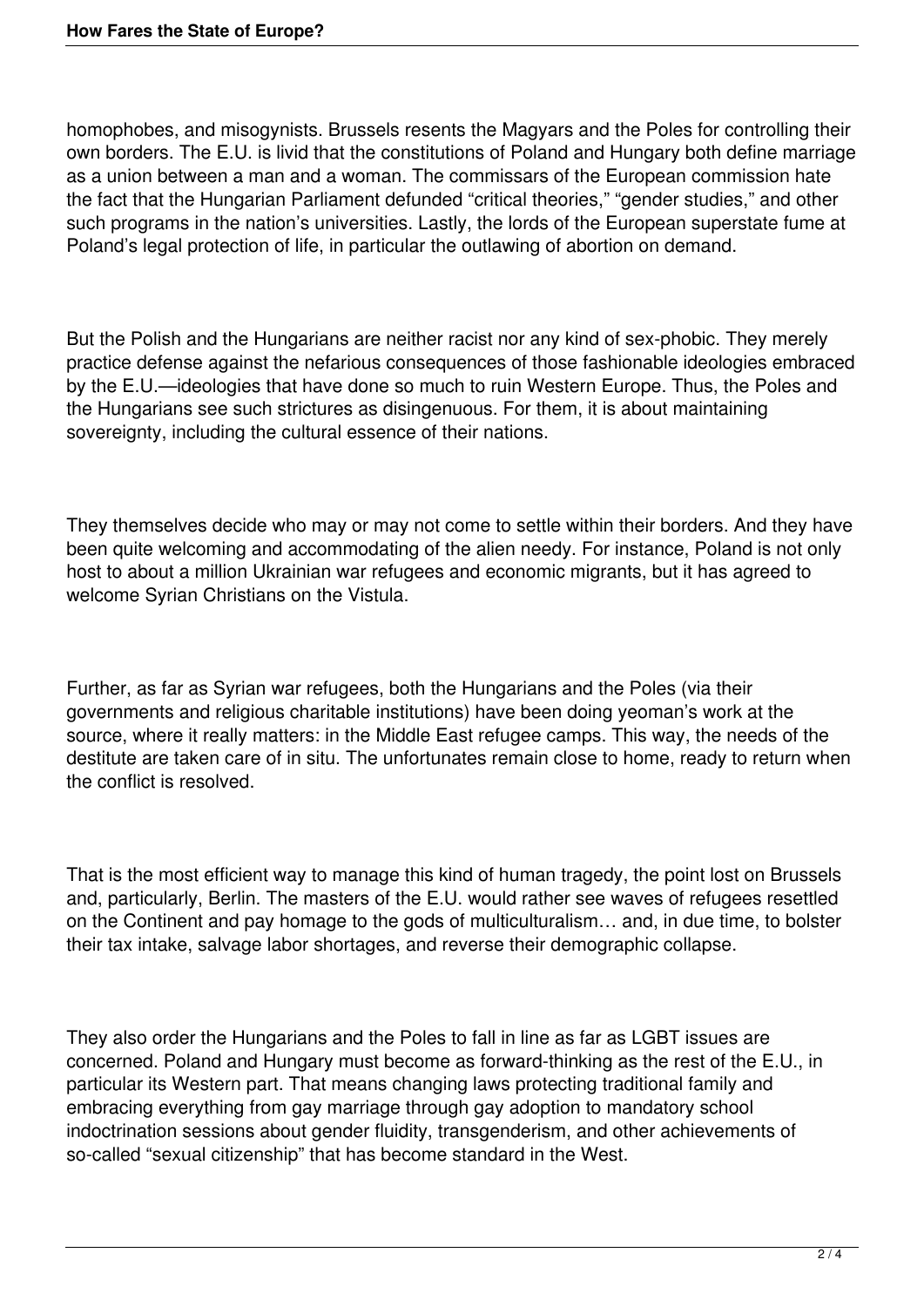homophobes, and misogynists. Brussels resents the Magyars and the Poles for controlling their own borders. The E.U. is livid that the constitutions of Poland and Hungary both define marriage as a union between a man and a woman. The commissars of the European commission hate the fact that the Hungarian Parliament defunded “critical theories,” “gender studies,” and other such programs in the nation’s universities. Lastly, the lords of the European superstate fume at Poland’s legal protection of life, in particular the outlawing of abortion on demand.

But the Polish and the Hungarians are neither racist nor any kind of sex-phobic. They merely practice defense against the nefarious consequences of those fashionable ideologies embraced by the E.U.—ideologies that have done so much to ruin Western Europe. Thus, the Poles and the Hungarians see such strictures as disingenuous. For them, it is about maintaining sovereignty, including the cultural essence of their nations.

They themselves decide who may or may not come to settle within their borders. And they have been quite welcoming and accommodating of the alien needy. For instance, Poland is not only host to about a million Ukrainian war refugees and economic migrants, but it has agreed to welcome Syrian Christians on the Vistula.

Further, as far as Syrian war refugees, both the Hungarians and the Poles (via their governments and religious charitable institutions) have been doing yeoman’s work at the source, where it really matters: in the Middle East refugee camps. This way, the needs of the destitute are taken care of in situ. The unfortunates remain close to home, ready to return when the conflict is resolved.

That is the most efficient way to manage this kind of human tragedy, the point lost on Brussels and, particularly, Berlin. The masters of the E.U. would rather see waves of refugees resettled on the Continent and pay homage to the gods of multiculturalism… and, in due time, to bolster their tax intake, salvage labor shortages, and reverse their demographic collapse.

They also order the Hungarians and the Poles to fall in line as far as LGBT issues are concerned. Poland and Hungary must become as forward-thinking as the rest of the E.U., in particular its Western part. That means changing laws protecting traditional family and embracing everything from gay marriage through gay adoption to mandatory school indoctrination sessions about gender fluidity, transgenderism, and other achievements of so-called “sexual citizenship” that has become standard in the West.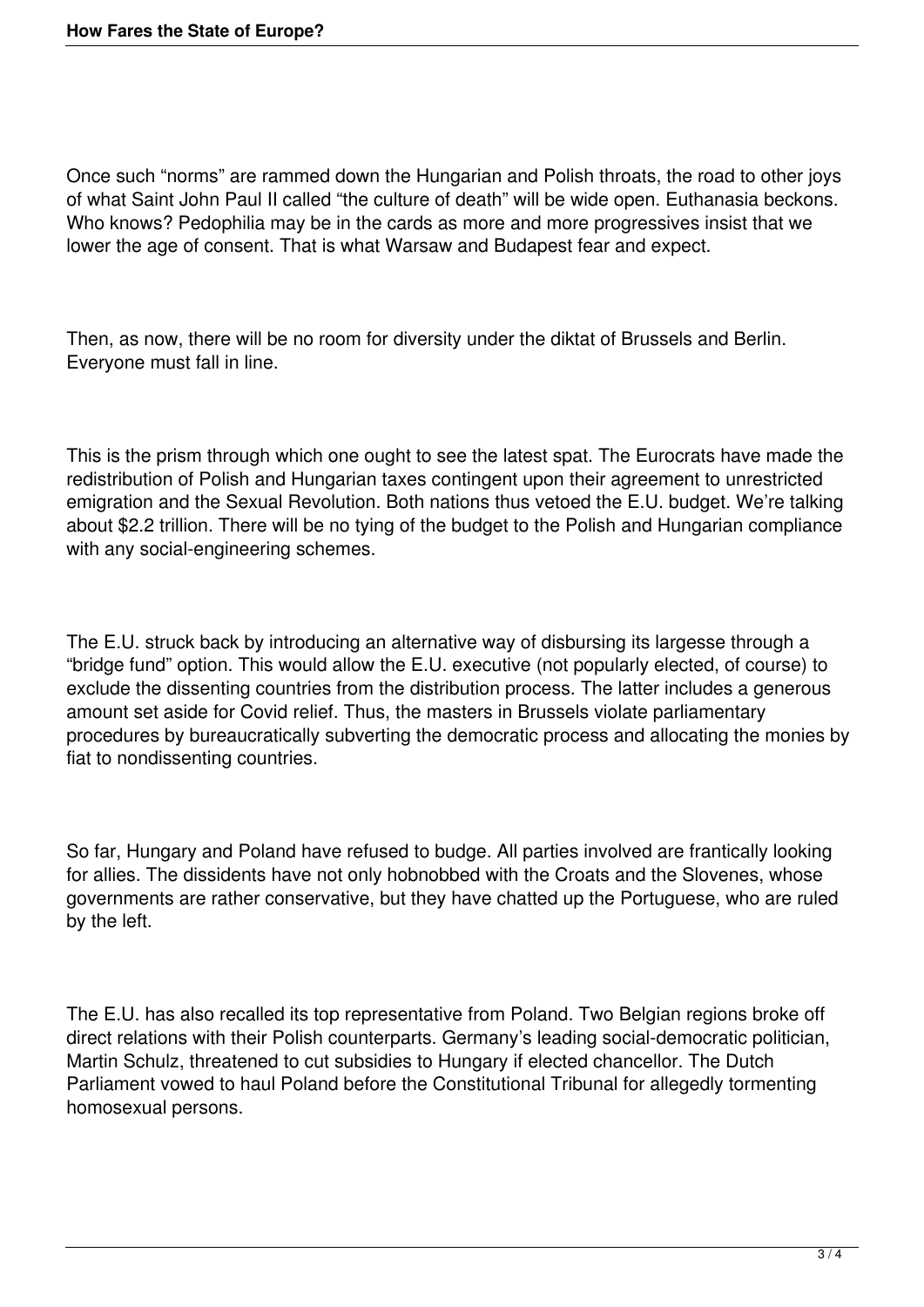Once such “norms” are rammed down the Hungarian and Polish throats, the road to other joys of what Saint John Paul II called “the culture of death” will be wide open. Euthanasia beckons. Who knows? Pedophilia may be in the cards as more and more progressives insist that we lower the age of consent. That is what Warsaw and Budapest fear and expect.

Then, as now, there will be no room for diversity under the diktat of Brussels and Berlin. Everyone must fall in line.

This is the prism through which one ought to see the latest spat. The Eurocrats have made the redistribution of Polish and Hungarian taxes contingent upon their agreement to unrestricted emigration and the Sexual Revolution. Both nations thus vetoed the E.U. budget. We’re talking about $2.2 trillion. There will be no tying of the budget to the Polish and Hungarian compliance with any social-engineering schemes.

The E.U. struck back by introducing an alternative way of disbursing its largesse through a “bridge fund” option. This would allow the E.U. executive (not popularly elected, of course) to exclude the dissenting countries from the distribution process. The latter includes a generous amount set aside for Covid relief. Thus, the masters in Brussels violate parliamentary procedures by bureaucratically subverting the democratic process and allocating the monies by fiat to nondissenting countries.

So far, Hungary and Poland have refused to budge. All parties involved are frantically looking for allies. The dissidents have not only hobnobbed with the Croats and the Slovenes, whose governments are rather conservative, but they have chatted up the Portuguese, who are ruled by the left.

The E.U. has also recalled its top representative from Poland. Two Belgian regions broke off direct relations with their Polish counterparts. Germany’s leading social-democratic politician, Martin Schulz, threatened to cut subsidies to Hungary if elected chancellor. The Dutch Parliament vowed to haul Poland before the Constitutional Tribunal for allegedly tormenting homosexual persons.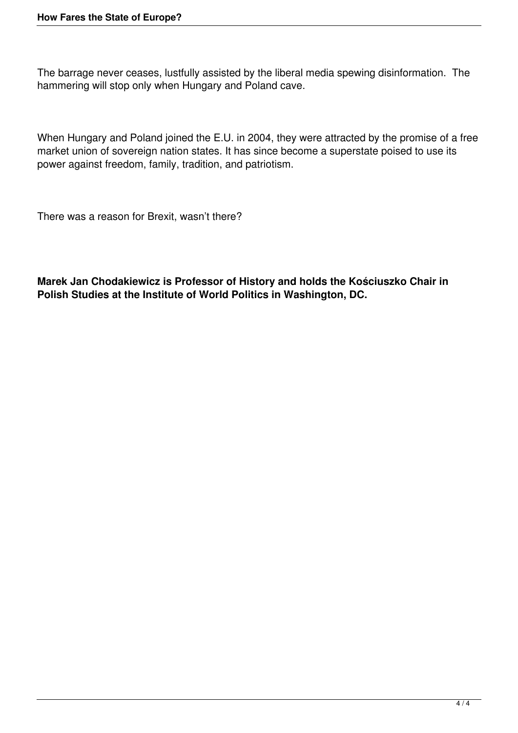The barrage never ceases, lustfully assisted by the liberal media spewing disinformation. The hammering will stop only when Hungary and Poland cave.

When Hungary and Poland joined the E.U. in 2004, they were attracted by the promise of a free market union of sovereign nation states. It has since become a superstate poised to use its power against freedom, family, tradition, and patriotism.

There was a reason for Brexit, wasn't there?

**Marek Jan Chodakiewicz is Professor of History and holds the Kościuszko Chair in Polish Studies at the Institute of World Politics in Washington, DC.**